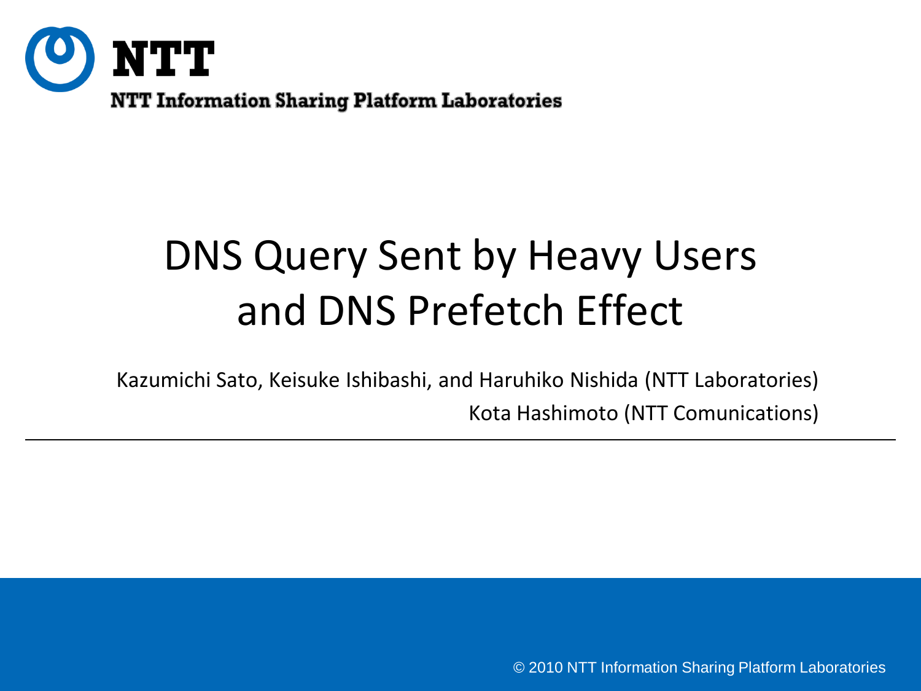NTT

NTT Information Sharing Platform Laboratories

# DNS Query Sent by Heavy Users and DNS Prefetch Effect

Kazumichi Sato, Keisuke Ishibashi, and Haruhiko Nishida (NTT Laboratories)

Kota Hashimoto (NTT Comunications)

© 2010 NTT Information Sharing Platform Laboratories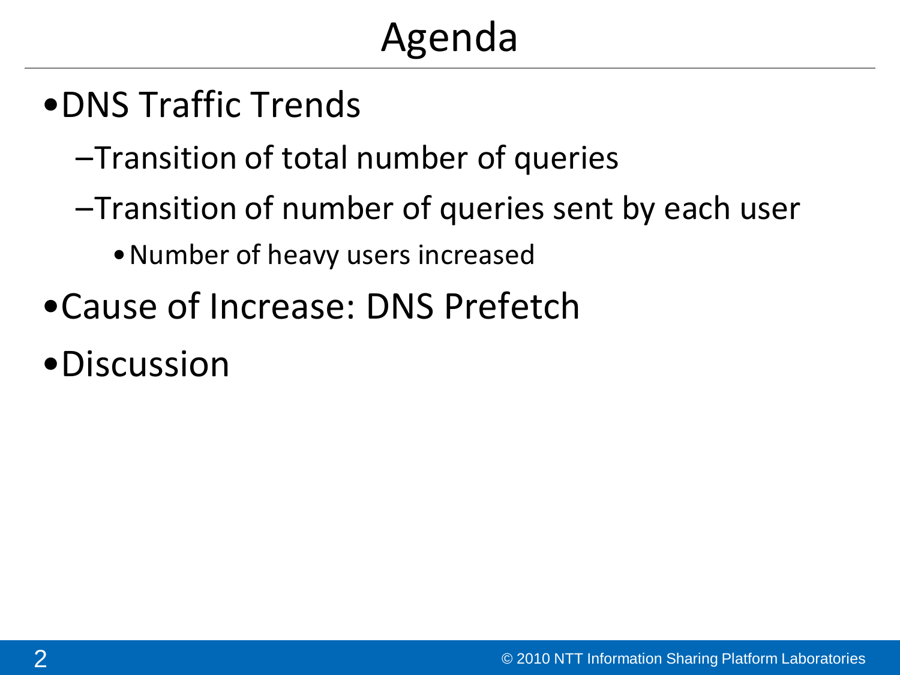# Agenda

- DNS Traffic Trends
  - Transition of total number of queries
  - Transition of number of queries sent by each user
    - Number of heavy users increased
- Cause of Increase: DNS Prefetch
- Discussion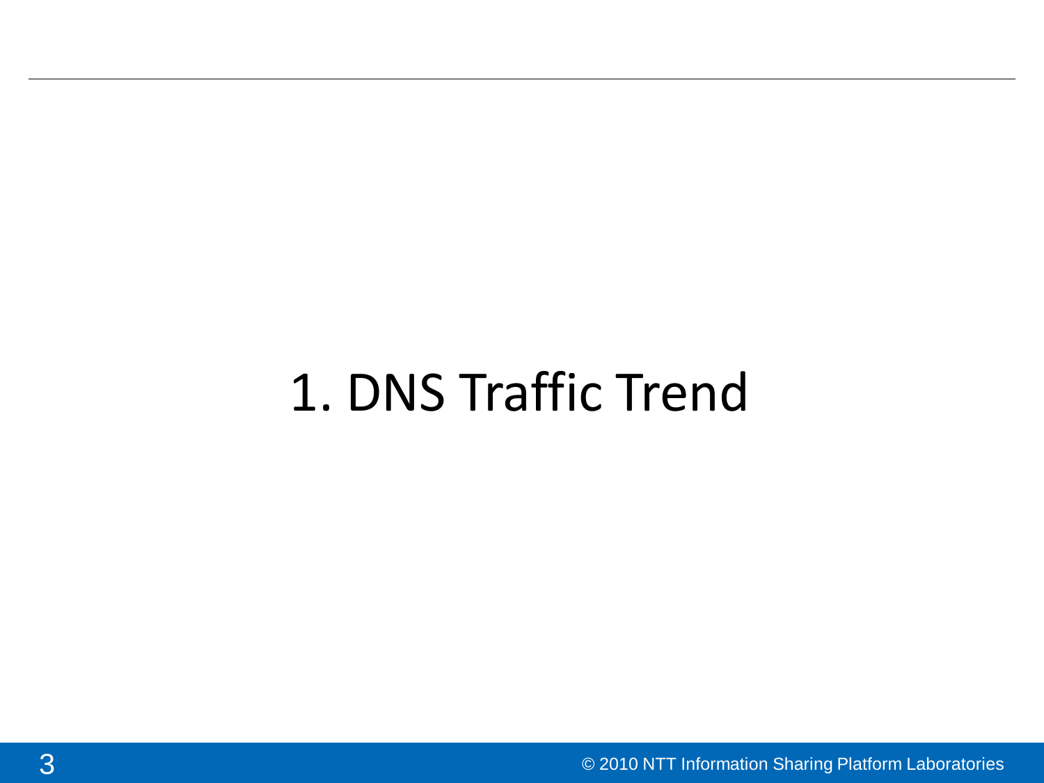# 1. DNS Traffic Trend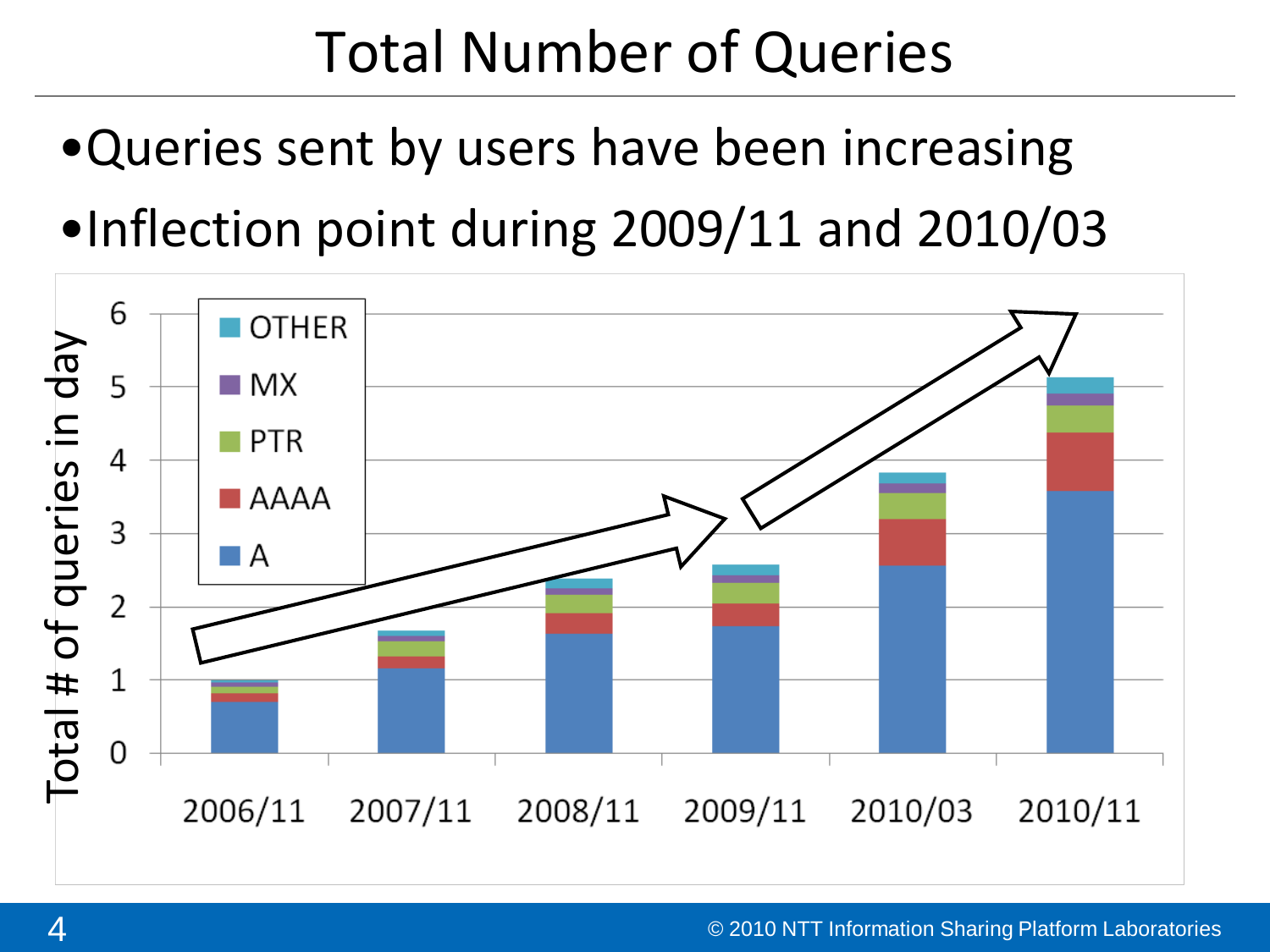# Total Number of Queries

- Queries sent by users have been increasing
- Inflection point during 2009/11 and 2010/03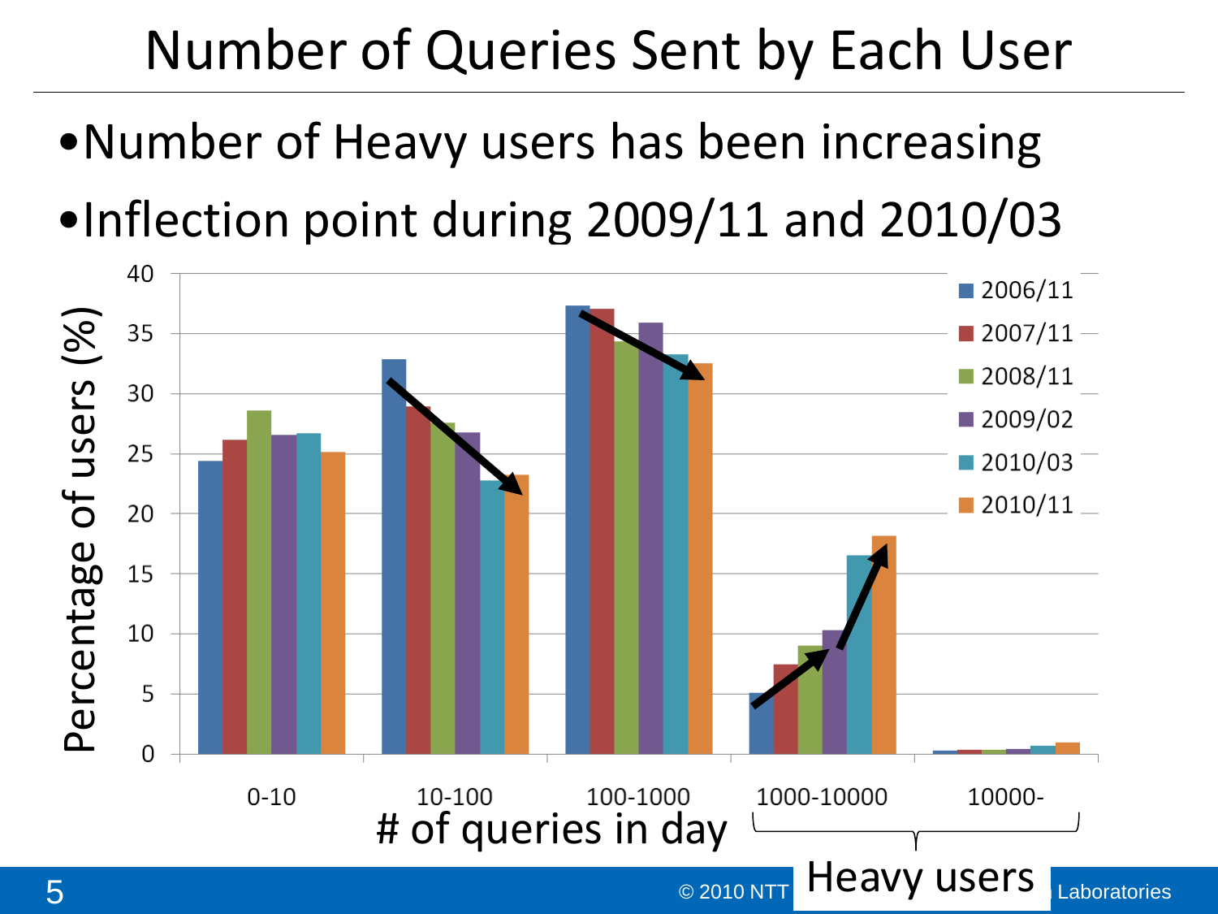# Number of Queries Sent by Each User

- Number of Heavy users has been increasing
- Inflection point during 2009/11 and 2010/03

Percentage of users (%)

# of queries in day: 0-10, 10-100, 100-1000, 1000-10000, 10000-

Heavy users: 1000-10000, 10000-

Legend: 2006/11, 2007/11, 2008/11, 2009/02, 2010/03, 2010/11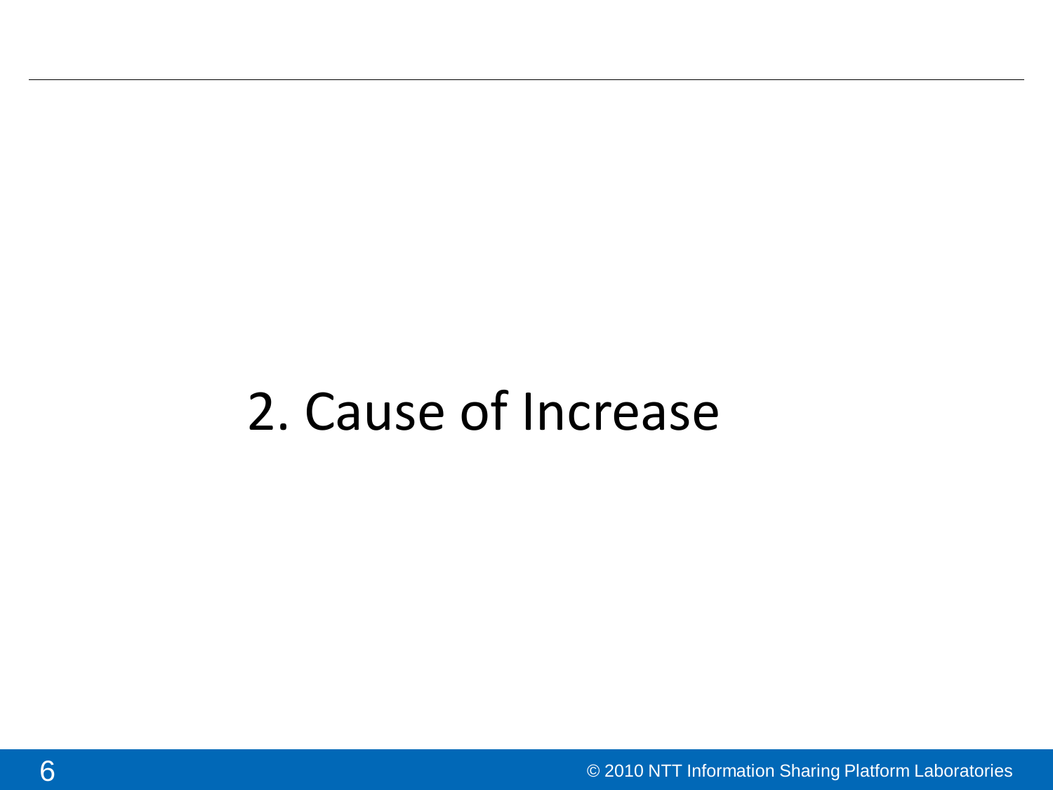# 2. Cause of Increase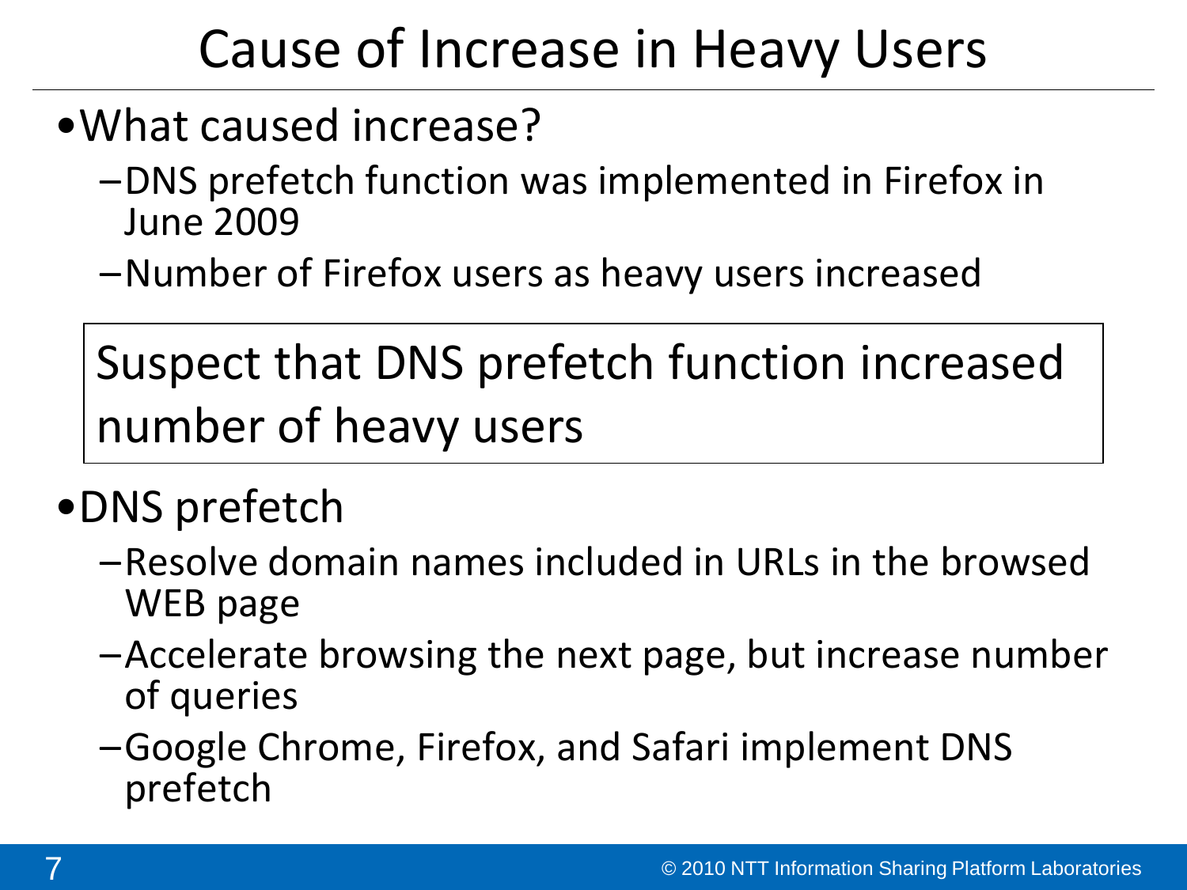# Cause of Increase in Heavy Users

- What caused increase?
  - DNS prefetch function was implemented in Firefox in June 2009
  - Number of Firefox users as heavy users increased

Suspect that DNS prefetch function increased number of heavy users

- DNS prefetch
  - Resolve domain names included in URLs in the browsed WEB page
  - Accelerate browsing the next page, but increase number of queries
  - Google Chrome, Firefox, and Safari implement DNS prefetch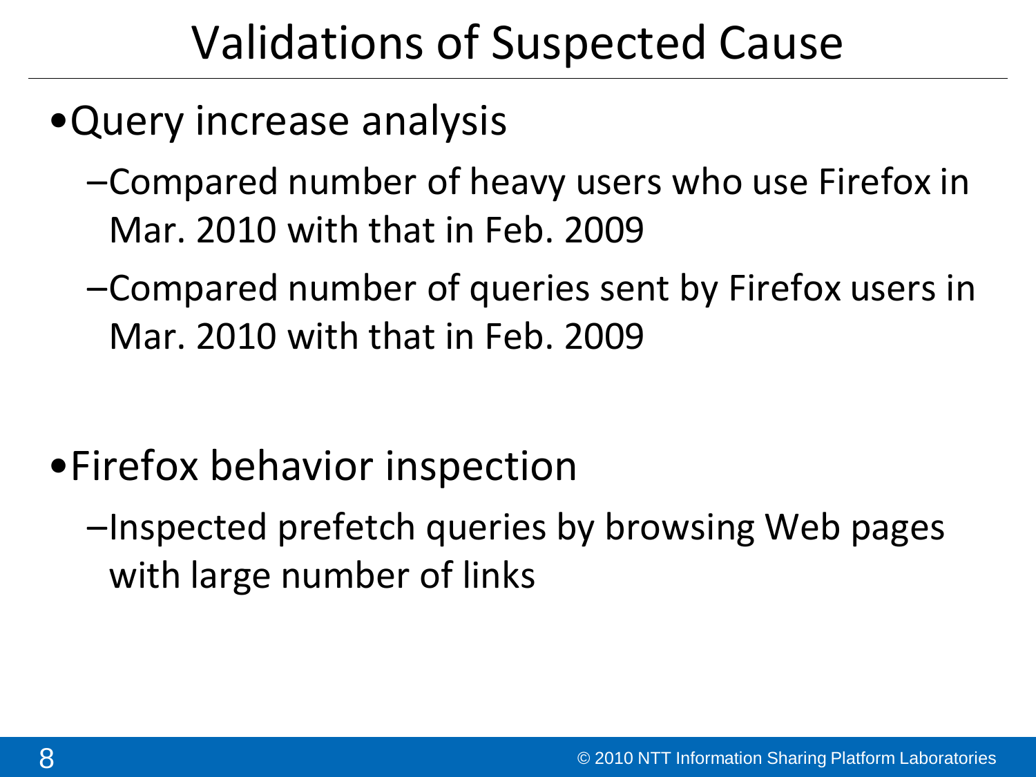# Validations of Suspected Cause

- Query increase analysis
  - Compared number of heavy users who use Firefox in Mar. 2010 with that in Feb. 2009
  - Compared number of queries sent by Firefox users in Mar. 2010 with that in Feb. 2009

- Firefox behavior inspection
  - Inspected prefetch queries by browsing Web pages with large number of links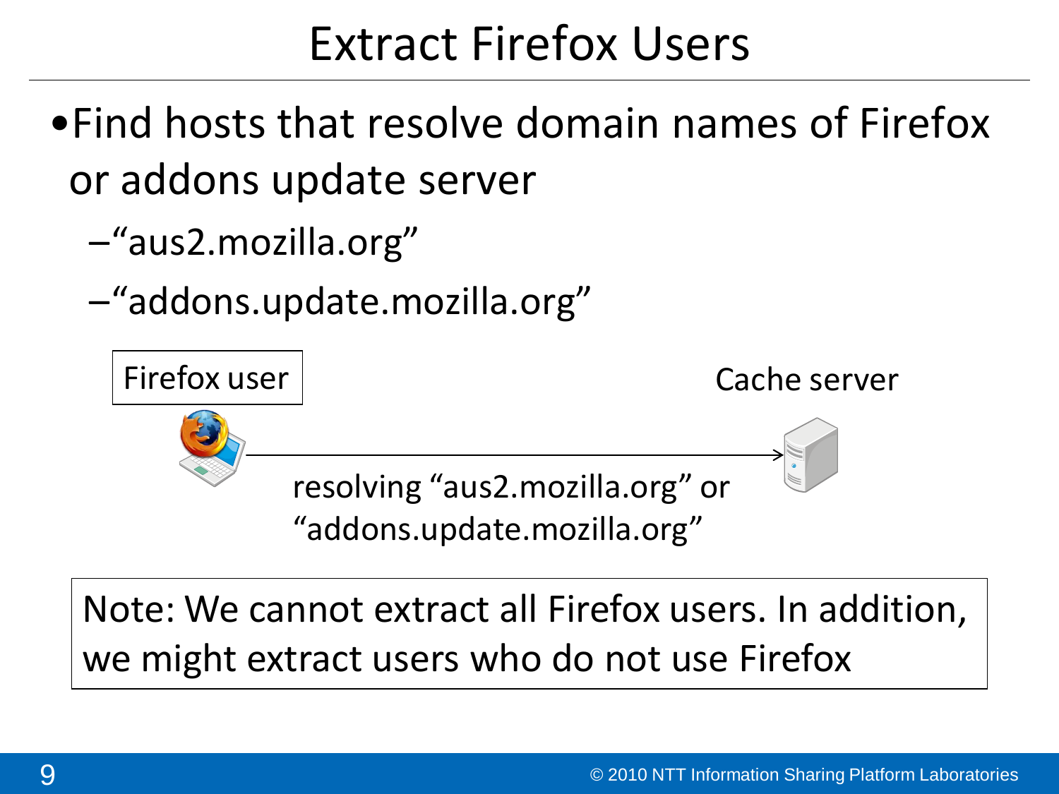# Extract Firefox Users

- Find hosts that resolve domain names of Firefox or addons update server
  - "aus2.mozilla.org"
  - "addons.update.mozilla.org"

Firefox user

Cache server

resolving "aus2.mozilla.org" or "addons.update.mozilla.org"

Note: We cannot extract all Firefox users. In addition, we might extract users who do not use Firefox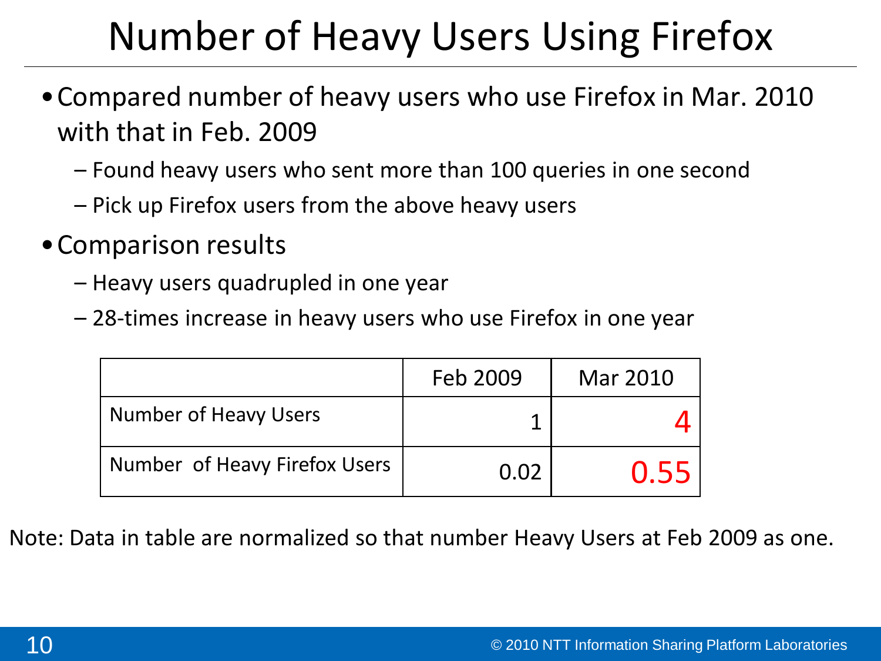# Number of Heavy Users Using Firefox

- Compared number of heavy users who use Firefox in Mar. 2010 with that in Feb. 2009
  - Found heavy users who sent more than 100 queries in one second
  - Pick up Firefox users from the above heavy users
- Comparison results
  - Heavy users quadrupled in one year
  - 28-times increase in heavy users who use Firefox in one year

| | Feb 2009 | Mar 2010 |
|---|---|---|
| Number of Heavy Users | 1 | 4 |
| Number of Heavy Firefox Users | 0.02 | 0.55 |

Note: Data in table are normalized so that number Heavy Users at Feb 2009 as one.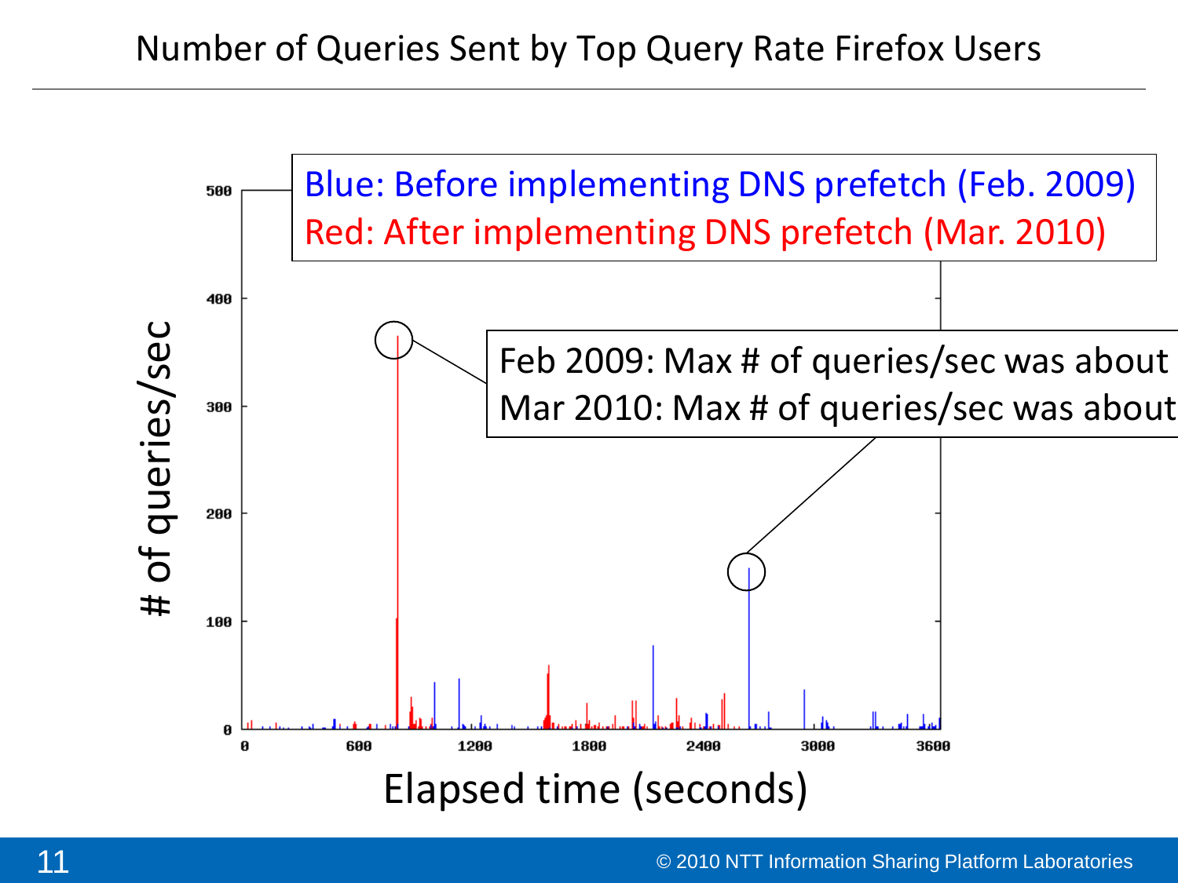# Number of Queries Sent by Top Query Rate Firefox Users

Blue: Before implementing DNS prefetch (Feb. 2009)

Red: After implementing DNS prefetch (Mar. 2010)

Feb 2009: Max # of queries/sec was about

Mar 2010: Max # of queries/sec was about

\# of queries/sec

500
400
300
200
100
0

0 600 1200 1800 2400 3000 3600

Elapsed time (seconds)

© 2010 NTT Information Sharing Platform Laboratories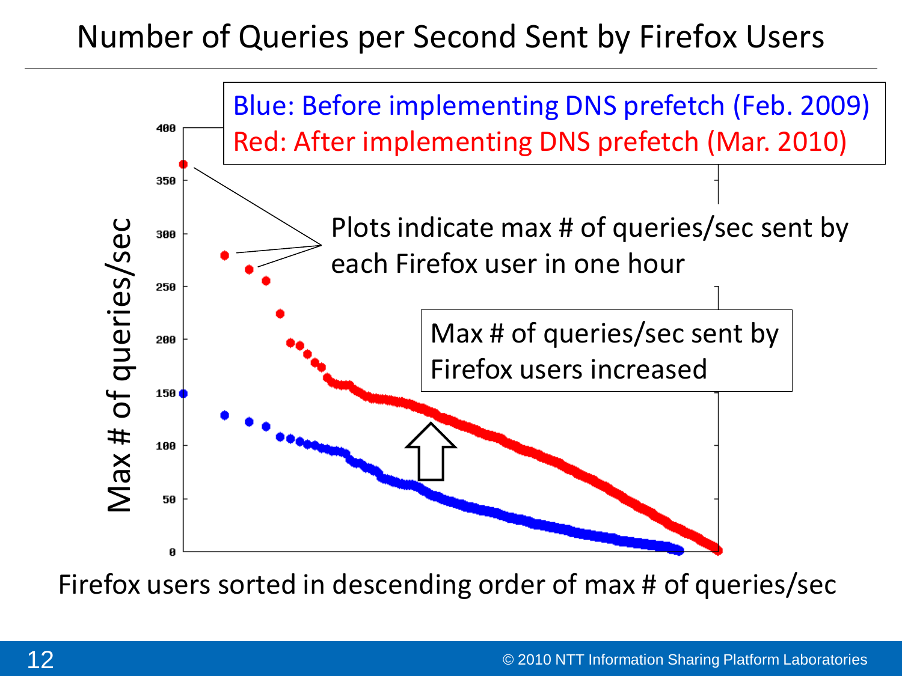# Number of Queries per Second Sent by Firefox Users

Blue: Before implementing DNS prefetch (Feb. 2009)
Red: After implementing DNS prefetch (Mar. 2010)

Plots indicate max # of queries/sec sent by each Firefox user in one hour

Max # of queries/sec sent by Firefox users increased

Max # of queries/sec

Firefox users sorted in descending order of max # of queries/sec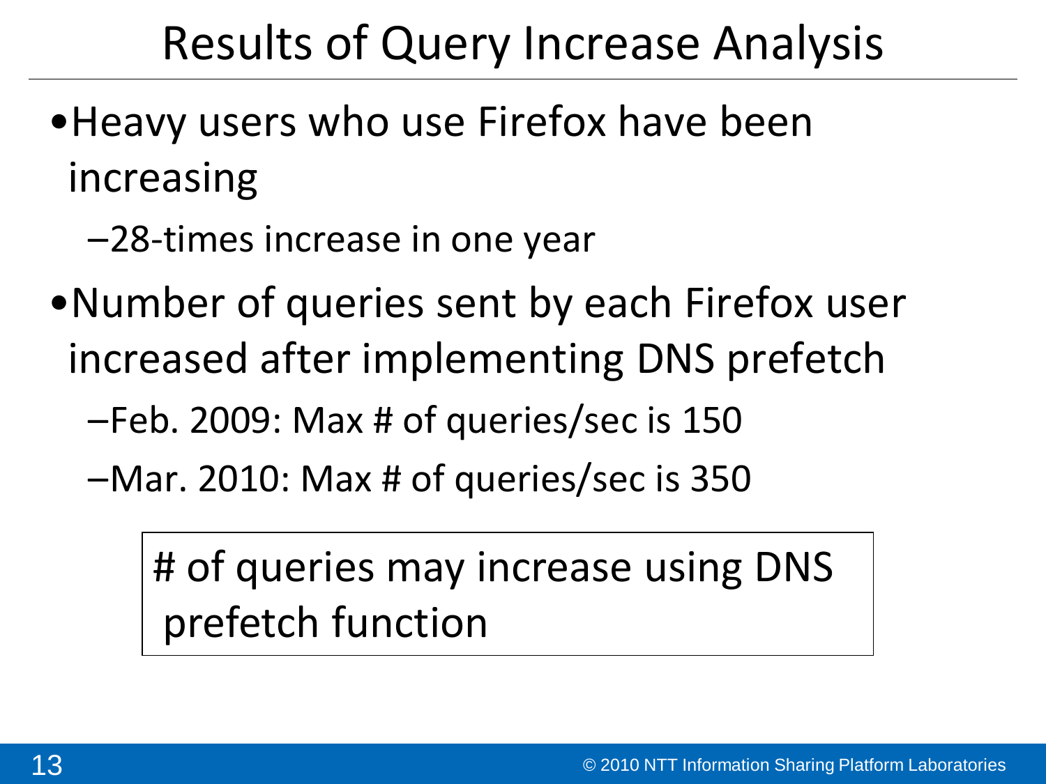# Results of Query Increase Analysis

- Heavy users who use Firefox have been increasing
  - 28-times increase in one year
- Number of queries sent by each Firefox user increased after implementing DNS prefetch
  - Feb. 2009: Max # of queries/sec is 150
  - Mar. 2010: Max # of queries/sec is 350

> # of queries may increase using DNS prefetch function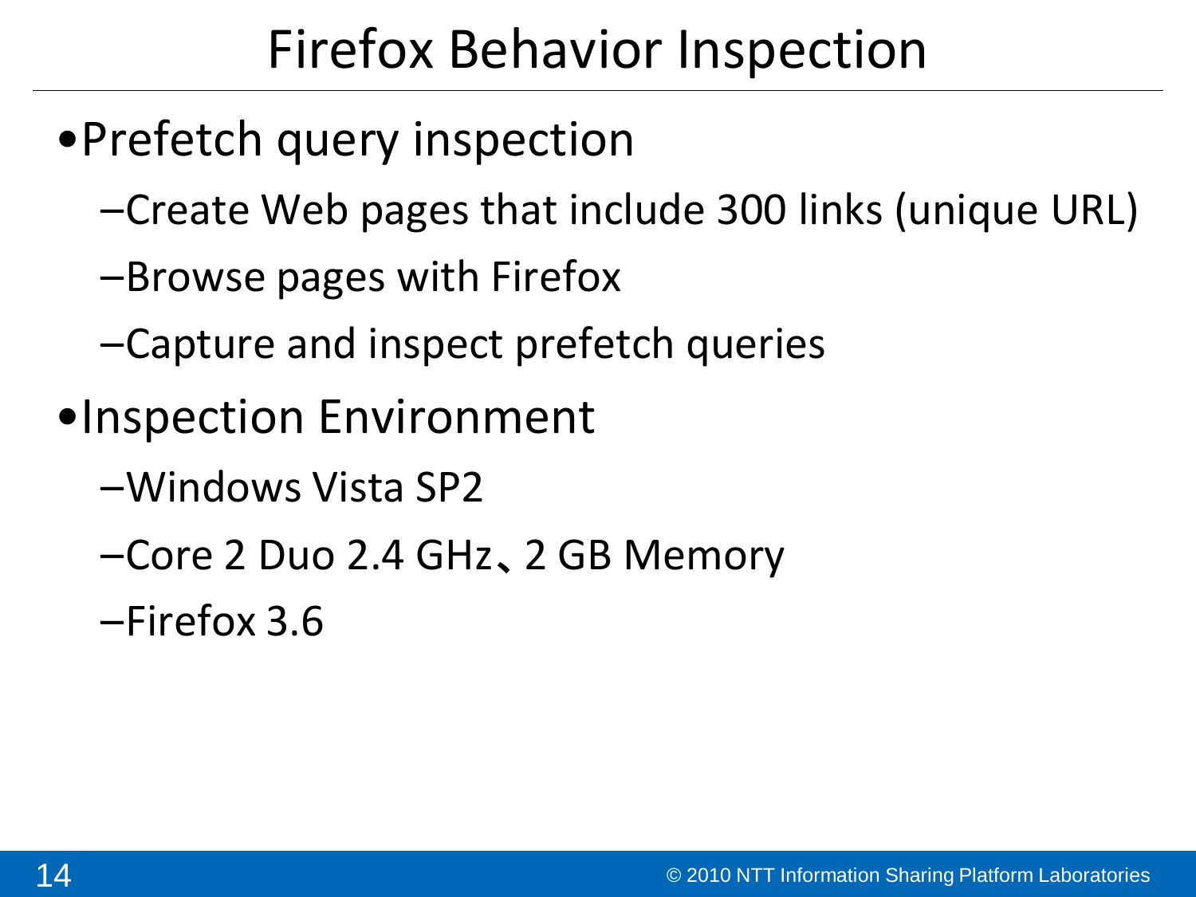# Firefox Behavior Inspection

- Prefetch query inspection
  - Create Web pages that include 300 links (unique URL)
  - Browse pages with Firefox
  - Capture and inspect prefetch queries
- Inspection Environment
  - Windows Vista SP2
  - Core 2 Duo 2.4 GHz、2 GB Memory
  - Firefox 3.6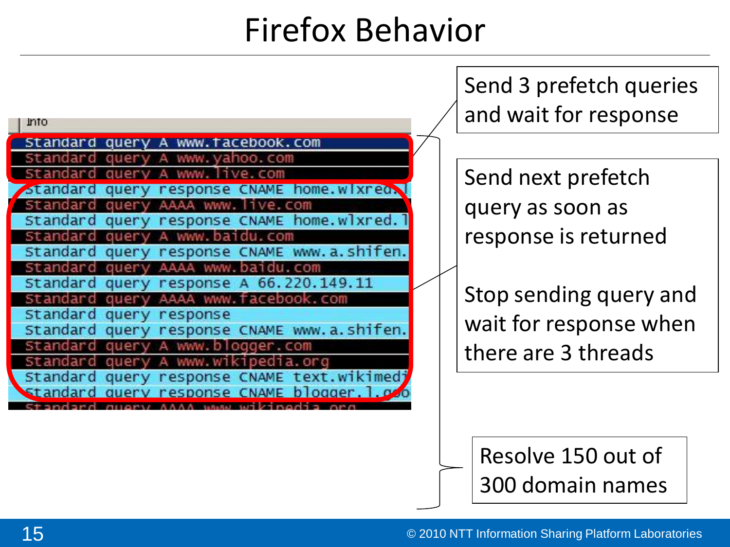# Firefox Behavior

| Info |
|---|
| Standard query A www.facebook.com |
| Standard query A www.yahoo.com |
| Standard query A www.live.com |
| Standard query response CNAME home.wlxred.l |
| Standard query AAAA www.live.com |
| Standard query response CNAME home.wlxred.l |
| Standard query A www.baidu.com |
| Standard query response CNAME www.a.shifen. |
| Standard query AAAA www.baidu.com |
| Standard query response A 66.220.149.11 |
| Standard query AAAA www.facebook.com |
| Standard query response |
| Standard query response CNAME www.a.shifen. |
| Standard query A www.blogger.com |
| Standard query A www.wikipedia.org |
| Standard query response CNAME text.wikimedi |
| Standard query response CNAME blogger.l.goo |
| Standard query AAAA www.wikipedia.org |

Send 3 prefetch queries and wait for response

Send next prefetch query as soon as response is returned

Stop sending query and wait for response when there are 3 threads

Resolve 150 out of 300 domain names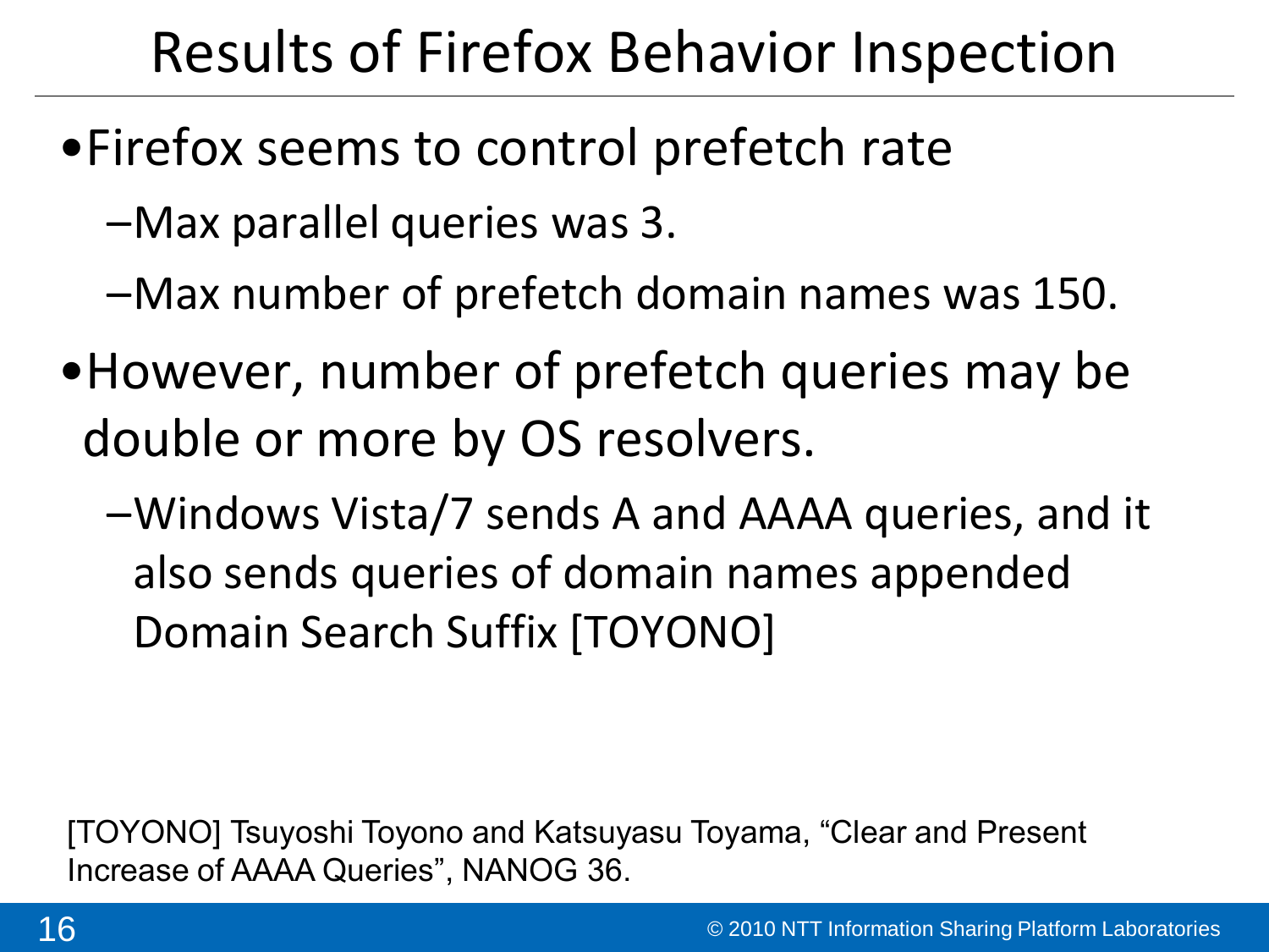# Results of Firefox Behavior Inspection

- Firefox seems to control prefetch rate
  - Max parallel queries was 3.
  - Max number of prefetch domain names was 150.
- However, number of prefetch queries may be double or more by OS resolvers.
  - Windows Vista/7 sends A and AAAA queries, and it also sends queries of domain names appended Domain Search Suffix [TOYONO]

[TOYONO] Tsuyoshi Toyono and Katsuyasu Toyama, "Clear and Present Increase of AAAA Queries", NANOG 36.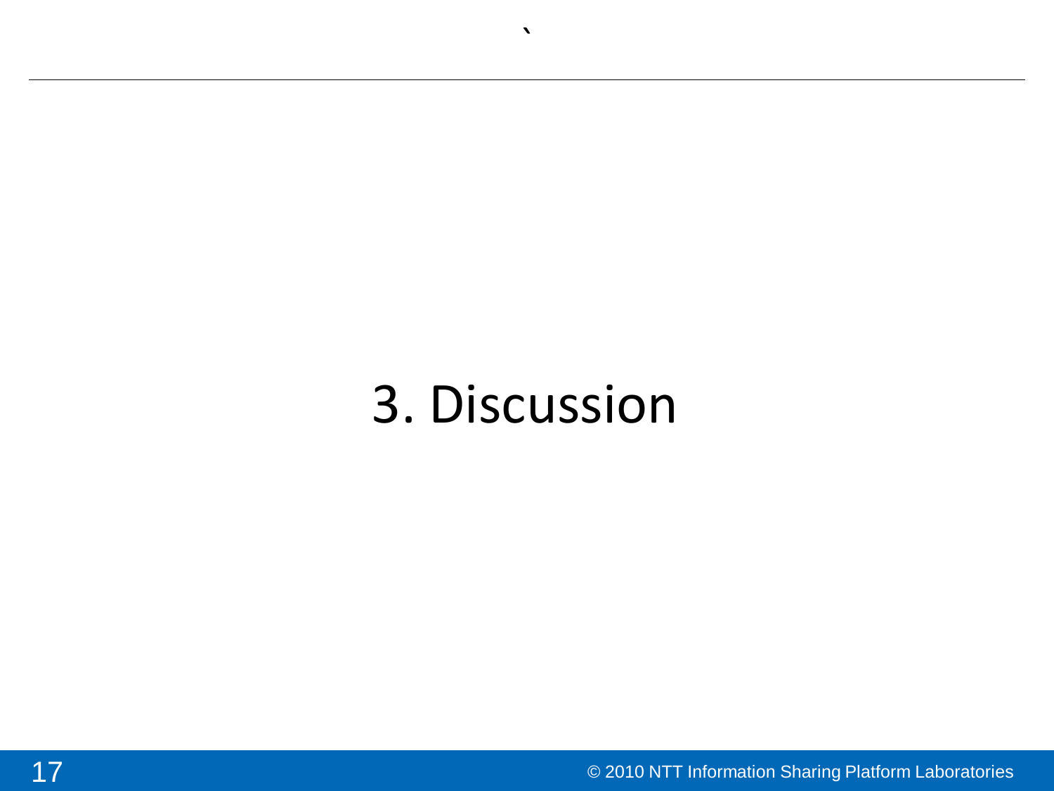# 3. Discussion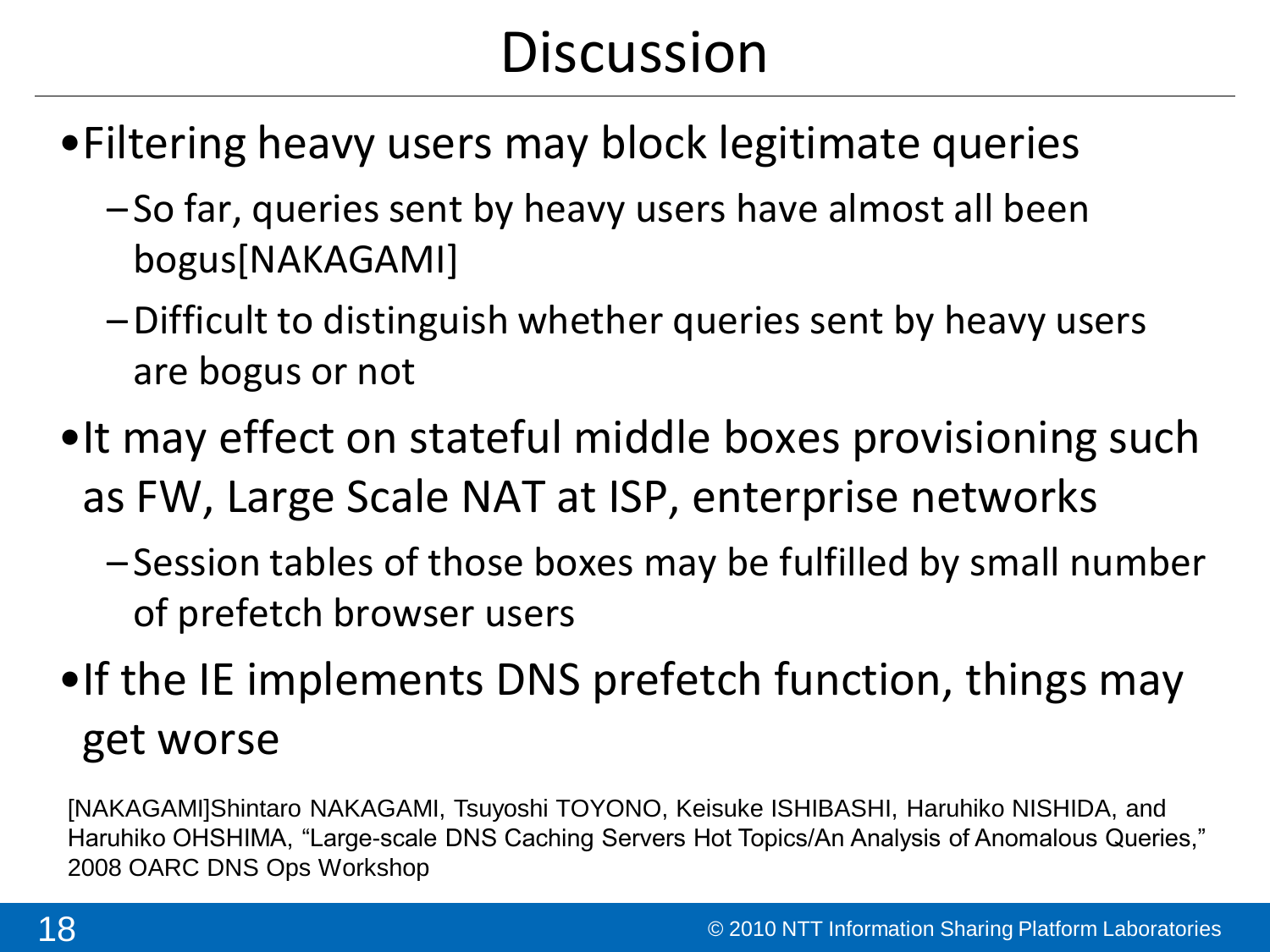# Discussion

- Filtering heavy users may block legitimate queries
  - So far, queries sent by heavy users have almost all been bogus[NAKAGAMI]
  - Difficult to distinguish whether queries sent by heavy users are bogus or not
- It may effect on stateful middle boxes provisioning such as FW, Large Scale NAT at ISP, enterprise networks
  - Session tables of those boxes may be fulfilled by small number of prefetch browser users
- If the IE implements DNS prefetch function, things may get worse

[NAKAGAMI]Shintaro NAKAGAMI, Tsuyoshi TOYONO, Keisuke ISHIBASHI, Haruhiko NISHIDA, and Haruhiko OHSHIMA, “Large-scale DNS Caching Servers Hot Topics/An Analysis of Anomalous Queries,” 2008 OARC DNS Ops Workshop

© 2010 NTT Information Sharing Platform Laboratories